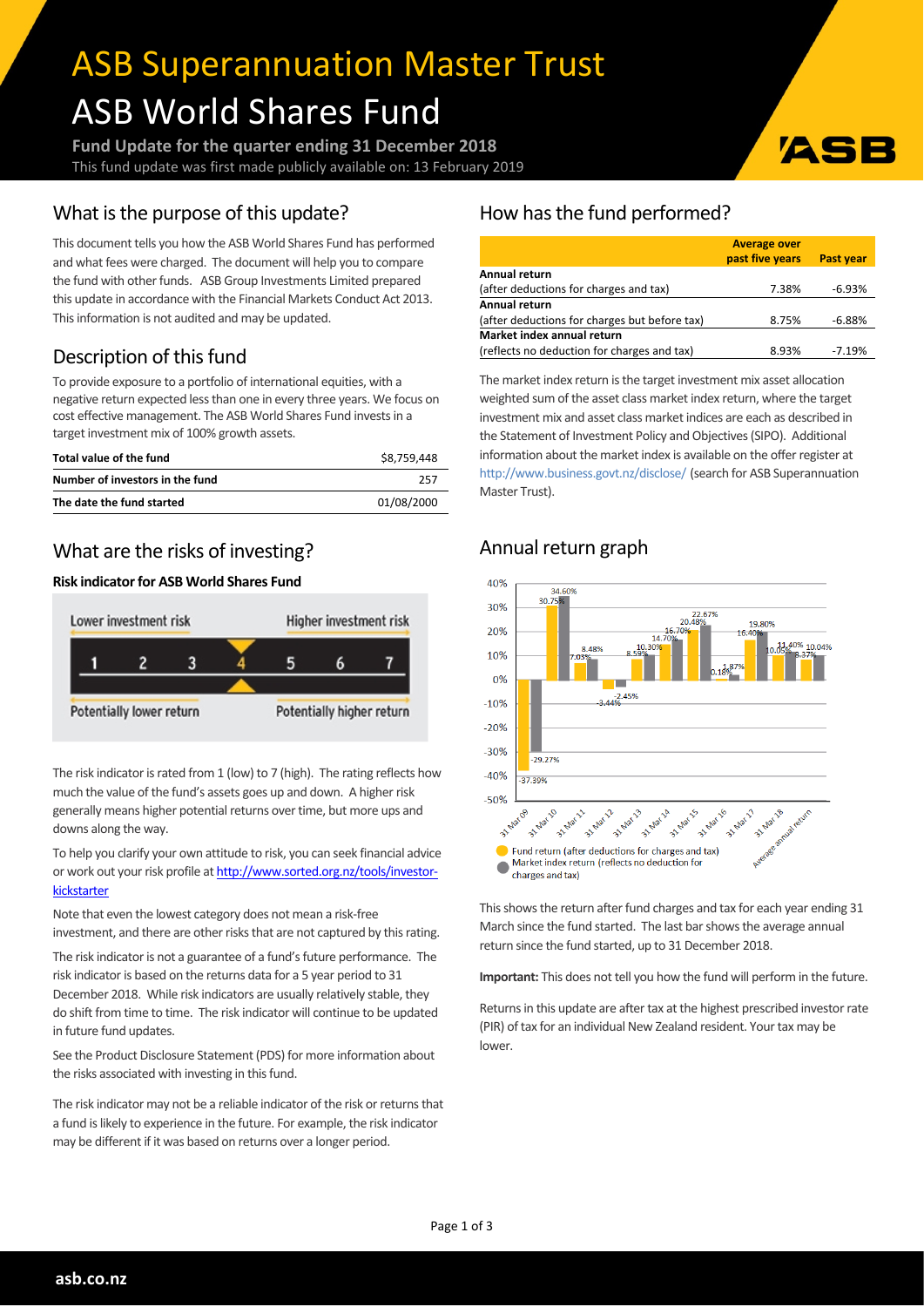# ASB Superannuation Master Trust

# ASB World Shares Fund

**Fund Update for the quarter ending 31 December 2018**

This fund update was first made publicly available on: 13 February 2019

## What is the purpose of this update?

This document tells you how the ASB World Shares Fund has performed and what fees were charged. The document will help you to compare the fund with other funds. ASB Group Investments Limited prepared this update in accordance with the Financial Markets Conduct Act 2013. This information is not audited and may be updated.

## Description of this fund

To provide exposure to a portfolio of international equities, with a negative return expected less than one in every three years. We focus on cost effective management. The ASB World Shares Fund invests in a target investment mix of 100% growth assets.

| | |
|---|---|
| **Total value of the fund** | $8,759,448 |
| **Number of investors in the fund** | 257 |
| **The date the fund started** | 01/08/2000 |

## What are the risks of investing?

**Risk indicator for ASB World Shares Fund**

Lower investment risk — Higher investment risk

1 2 3 **4** 5 6 7

Potentially lower return — Potentially higher return

The risk indicator is rated from 1 (low) to 7 (high). The rating reflects how much the value of the fund's assets goes up and down. A higher risk generally means higher potential returns over time, but more ups and downs along the way.

To help you clarify your own attitude to risk, you can seek financial advice or work out your risk profile at http://www.sorted.org.nz/tools/investor-kickstarter

Note that even the lowest category does not mean a risk-free investment, and there are other risks that are not captured by this rating.

The risk indicator is not a guarantee of a fund's future performance. The risk indicator is based on the returns data for a 5 year period to 31 December 2018. While risk indicators are usually relatively stable, they do shift from time to time. The risk indicator will continue to be updated in future fund updates.

See the Product Disclosure Statement (PDS) for more information about the risks associated with investing in this fund.

The risk indicator may not be a reliable indicator of the risk or returns that a fund is likely to experience in the future. For example, the risk indicator may be different if it was based on returns over a longer period.

## How has the fund performed?

| | Average over past five years | Past year |
|---|---|---|
| **Annual return**<br>(after deductions for charges and tax) | 7.38% | -6.93% |
| **Annual return**<br>(after deductions for charges but before tax) | 8.75% | -6.88% |
| **Market index annual return**<br>(reflects no deduction for charges and tax) | 8.93% | -7.19% |

The market index return is the target investment mix asset allocation weighted sum of the asset class market index return, where the target investment mix and asset class market indices are each as described in the Statement of Investment Policy and Objectives (SIPO). Additional information about the market index is available on the offer register at http://www.business.govt.nz/disclose/ (search for ASB Superannuation Master Trust).

## Annual return graph

| | Fund return (after deductions for charges and tax) | Market index return (reflects no deduction for charges and tax) |
|---|---|---|
| 31 Mar 09 | -37.39% | -29.27% |
| 31 Mar 10 | 30.75% | 34.60% |
| 31 Mar 11 | 7.03% | 8.48% |
| 31 Mar 12 | -3.44% | -2.45% |
| 31 Mar 13 | 8.59% | 10.30% |
| 31 Mar 14 | 14.70% | 16.70% |
| 31 Mar 15 | 20.48% | 22.67% |
| 31 Mar 16 | 0.18% | 1.87% |
| 31 Mar 17 | 16.40% | 19.80% |
| 31 Mar 18 | 10.05% | 11.40% |
| Average annual return | 8.37% | 10.04% |

This shows the return after fund charges and tax for each year ending 31 March since the fund started. The last bar shows the average annual return since the fund started, up to 31 December 2018.

**Important:** This does not tell you how the fund will perform in the future.

Returns in this update are after tax at the highest prescribed investor rate (PIR) of tax for an individual New Zealand resident. Your tax may be lower.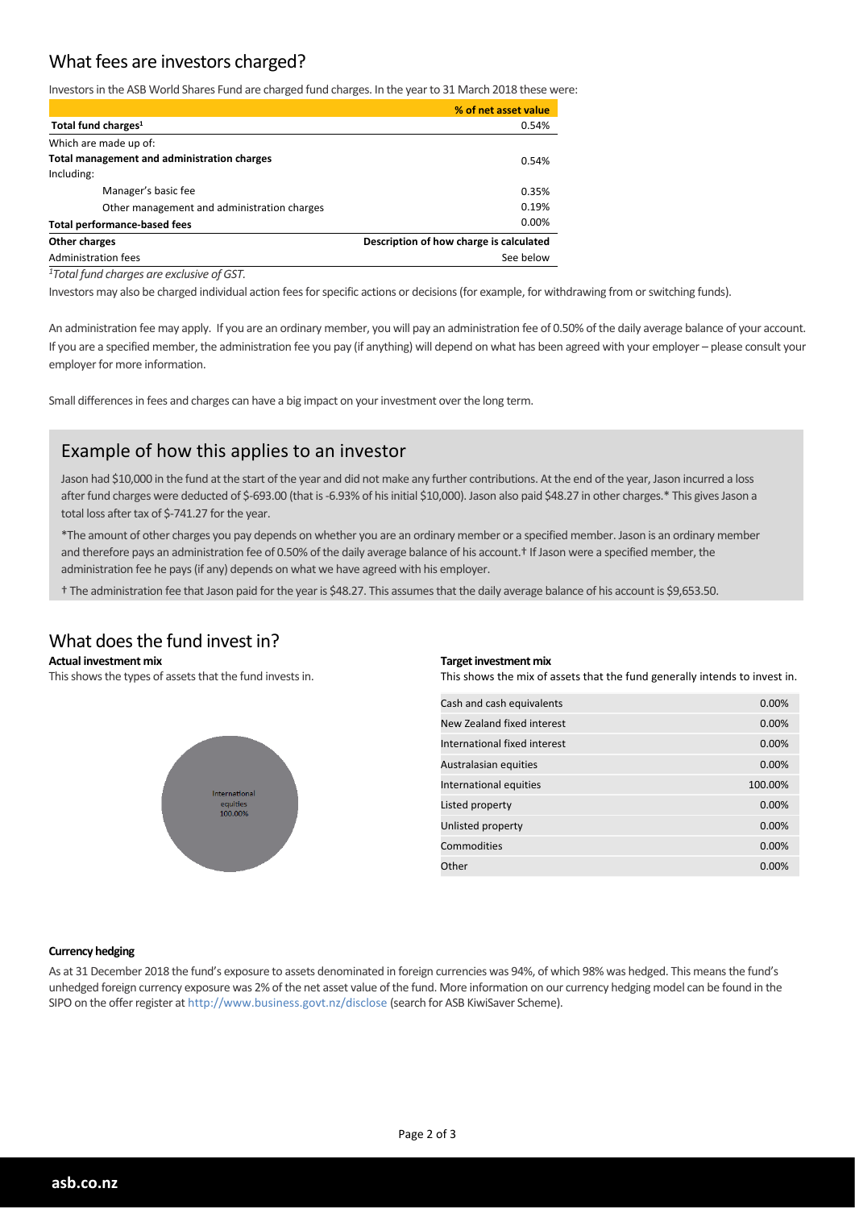## What fees are investors charged?

Investors in the ASB World Shares Fund are charged fund charges. In the year to 31 March 2018 these were:

| | % of net asset value |
|---|---|
| **Total fund charges**[1] | 0.54% |
| Which are made up of: | |
| **Total management and administration charges** | 0.54% |
| Including: | |
| Manager's basic fee | 0.35% |
| Other management and administration charges | 0.19% |
| **Total performance-based fees** | 0.00% |
| **Other charges** | **Description of how charge is calculated** |
| Administration fees | See below |

*[1]Total fund charges are exclusive of GST.*

Investors may also be charged individual action fees for specific actions or decisions (for example, for withdrawing from or switching funds).

An administration fee may apply. If you are an ordinary member, you will pay an administration fee of 0.50% of the daily average balance of your account. If you are a specified member, the administration fee you pay (if anything) will depend on what has been agreed with your employer – please consult your employer for more information.

Small differences in fees and charges can have a big impact on your investment over the long term.

## Example of how this applies to an investor

Jason had $10,000 in the fund at the start of the year and did not make any further contributions. At the end of the year, Jason incurred a loss after fund charges were deducted of $-693.00 (that is -6.93% of his initial $10,000). Jason also paid $48.27 in other charges.* This gives Jason a total loss after tax of $-741.27 for the year.

*The amount of other charges you pay depends on whether you are an ordinary member or a specified member. Jason is an ordinary member and therefore pays an administration fee of 0.50% of the daily average balance of his account.† If Jason were a specified member, the administration fee he pays (if any) depends on what we have agreed with his employer.

† The administration fee that Jason paid for the year is $48.27. This assumes that the daily average balance of his account is $9,653.50.

## What does the fund invest in?

**Actual investment mix**

This shows the types of assets that the fund invests in.

International equities 100.00%

**Target investment mix**

This shows the mix of assets that the fund generally intends to invest in.

| Asset | % |
|---|---|
| Cash and cash equivalents | 0.00% |
| New Zealand fixed interest | 0.00% |
| International fixed interest | 0.00% |
| Australasian equities | 0.00% |
| International equities | 100.00% |
| Listed property | 0.00% |
| Unlisted property | 0.00% |
| Commodities | 0.00% |
| Other | 0.00% |

**Currency hedging**

As at 31 December 2018 the fund's exposure to assets denominated in foreign currencies was 94%, of which 98% was hedged. This means the fund's unhedged foreign currency exposure was 2% of the net asset value of the fund. More information on our currency hedging model can be found in the SIPO on the offer register at http://www.business.govt.nz/disclose (search for ASB KiwiSaver Scheme).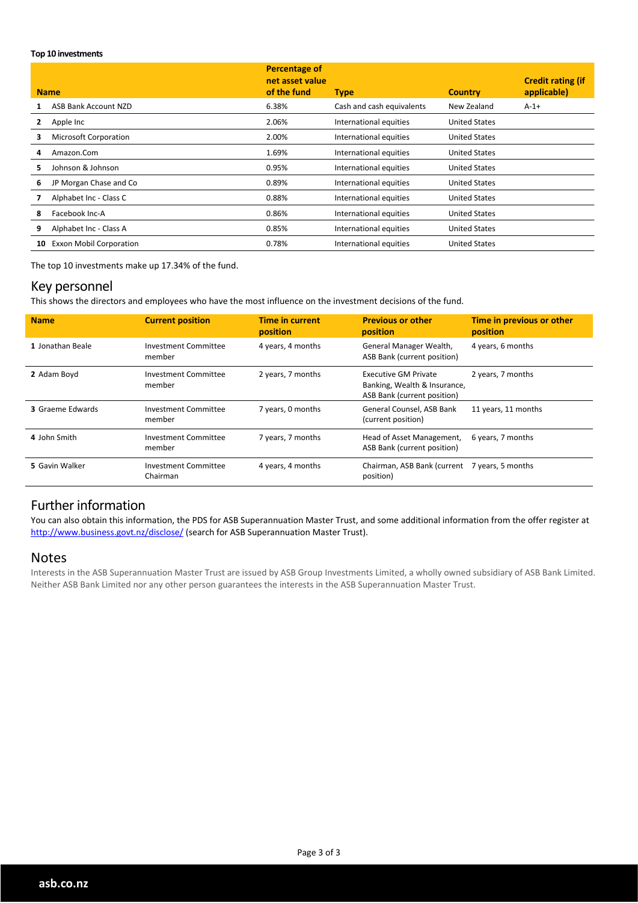**Top 10 investments**

| Name | Percentage of net asset value of the fund | Type | Country | Credit rating (if applicable) |
|---|---|---|---|---|
| 1 ASB Bank Account NZD | 6.38% | Cash and cash equivalents | New Zealand | A-1+ |
| 2 Apple Inc | 2.06% | International equities | United States | |
| 3 Microsoft Corporation | 2.00% | International equities | United States | |
| 4 Amazon.Com | 1.69% | International equities | United States | |
| 5 Johnson & Johnson | 0.95% | International equities | United States | |
| 6 JP Morgan Chase and Co | 0.89% | International equities | United States | |
| 7 Alphabet Inc - Class C | 0.88% | International equities | United States | |
| 8 Facebook Inc-A | 0.86% | International equities | United States | |
| 9 Alphabet Inc - Class A | 0.85% | International equities | United States | |
| 10 Exxon Mobil Corporation | 0.78% | International equities | United States | |

The top 10 investments make up 17.34% of the fund.

## Key personnel

This shows the directors and employees who have the most influence on the investment decisions of the fund.

| Name | Current position | Time in current position | Previous or other position | Time in previous or other position |
|---|---|---|---|---|
| 1 Jonathan Beale | Investment Committee member | 4 years, 4 months | General Manager Wealth, ASB Bank (current position) | 4 years, 6 months |
| 2 Adam Boyd | Investment Committee member | 2 years, 7 months | Executive GM Private Banking, Wealth & Insurance, ASB Bank (current position) | 2 years, 7 months |
| 3 Graeme Edwards | Investment Committee member | 7 years, 0 months | General Counsel, ASB Bank (current position) | 11 years, 11 months |
| 4 John Smith | Investment Committee member | 7 years, 7 months | Head of Asset Management, ASB Bank (current position) | 6 years, 7 months |
| 5 Gavin Walker | Investment Committee Chairman | 4 years, 4 months | Chairman, ASB Bank (current position) | 7 years, 5 months |

## Further information

You can also obtain this information, the PDS for ASB Superannuation Master Trust, and some additional information from the offer register at http://www.business.govt.nz/disclose/ (search for ASB Superannuation Master Trust).

## Notes

Interests in the ASB Superannuation Master Trust are issued by ASB Group Investments Limited, a wholly owned subsidiary of ASB Bank Limited. Neither ASB Bank Limited nor any other person guarantees the interests in the ASB Superannuation Master Trust.

asb.co.nz